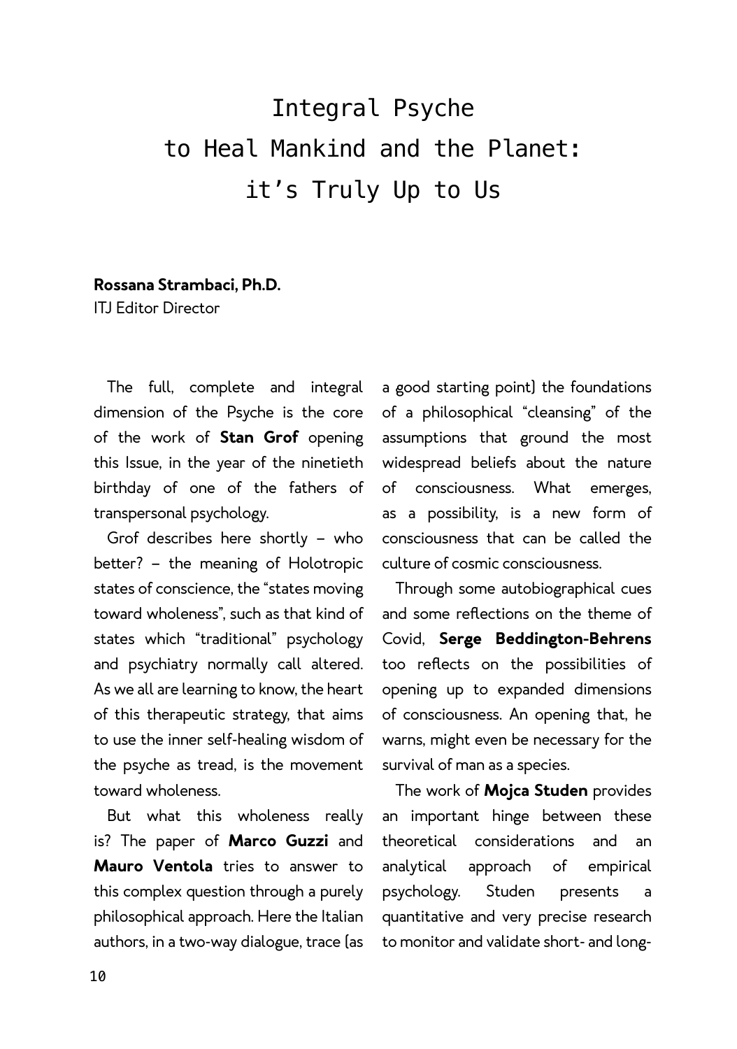# Integral Psyche to Heal Mankind and the Planet: it's Truly Up to Us

**Rossana Strambaci, Ph.D.**
ITJ Editor Director

The full, complete and integral dimension of the Psyche is the core of the work of **Stan Grof** opening this Issue, in the year of the ninetieth birthday of one of the fathers of transpersonal psychology.

Grof describes here shortly – who better? – the meaning of Holotropic states of conscience, the "states moving toward wholeness", such as that kind of states which "traditional" psychology and psychiatry normally call altered. As we all are learning to know, the heart of this therapeutic strategy, that aims to use the inner self-healing wisdom of the psyche as tread, is the movement toward wholeness.

But what this wholeness really is? The paper of **Marco Guzzi** and **Mauro Ventola** tries to answer to this complex question through a purely philosophical approach. Here the Italian authors, in a two-way dialogue, trace (as a good starting point) the foundations of a philosophical "cleansing" of the assumptions that ground the most widespread beliefs about the nature of consciousness. What emerges, as a possibility, is a new form of consciousness that can be called the culture of cosmic consciousness.

Through some autobiographical cues and some reflections on the theme of Covid, **Serge Beddington-Behrens** too reflects on the possibilities of opening up to expanded dimensions of consciousness. An opening that, he warns, might even be necessary for the survival of man as a species.

The work of **Mojca Studen** provides an important hinge between these theoretical considerations and an analytical approach of empirical psychology. Studen presents a quantitative and very precise research to monitor and validate short- and long-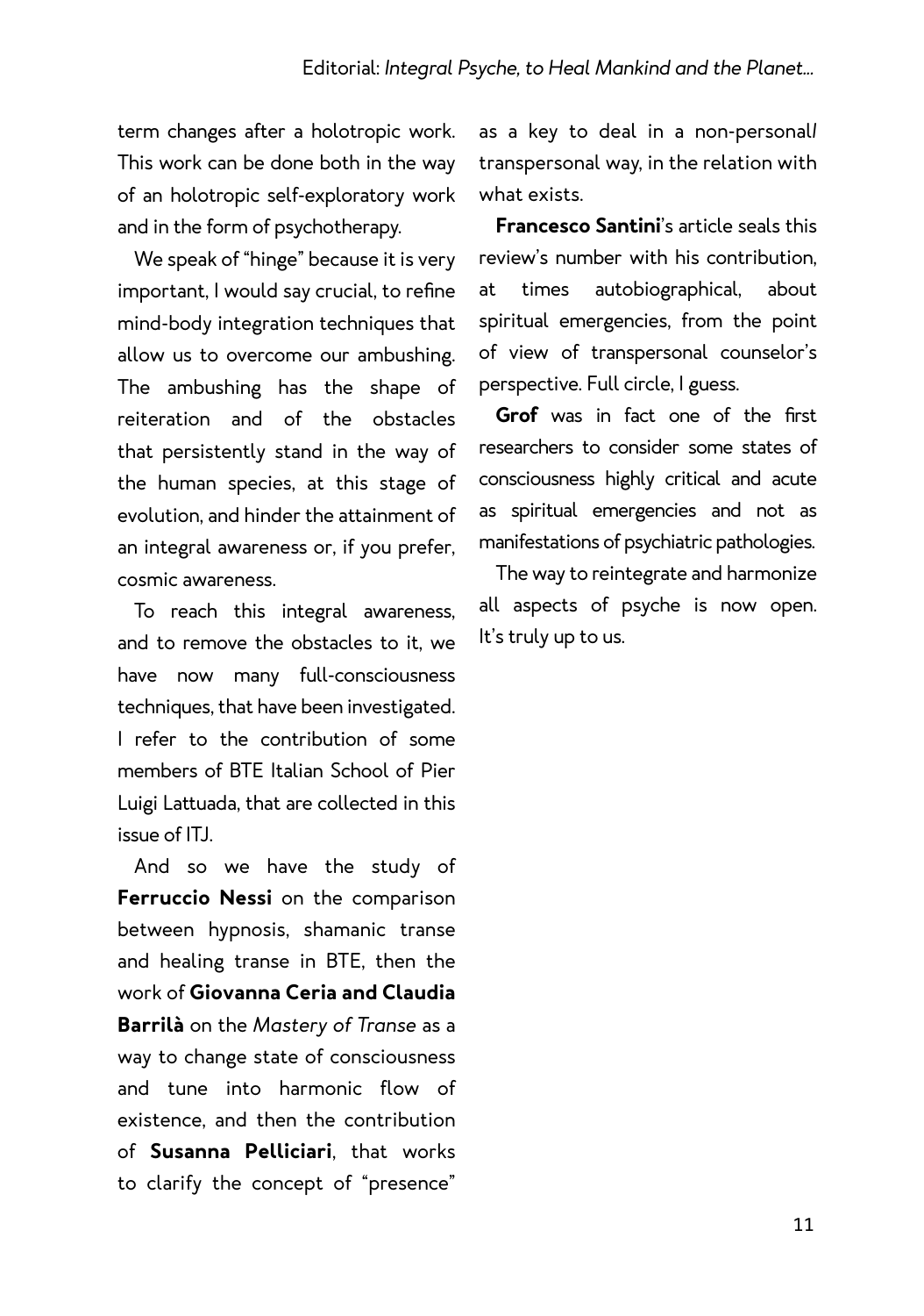term changes after a holotropic work. This work can be done both in the way of an holotropic self-exploratory work and in the form of psychotherapy.

We speak of "hinge" because it is very important, I would say crucial, to refine mind-body integration techniques that allow us to overcome our ambushing. The ambushing has the shape of reiteration and of the obstacles that persistently stand in the way of the human species, at this stage of evolution, and hinder the attainment of an integral awareness or, if you prefer, cosmic awareness.

To reach this integral awareness, and to remove the obstacles to it, we have now many full-consciousness techniques, that have been investigated. I refer to the contribution of some members of BTE Italian School of Pier Luigi Lattuada, that are collected in this issue of ITJ.

And so we have the study of **Ferruccio Nessi** on the comparison between hypnosis, shamanic transe and healing transe in BTE, then the work of **Giovanna Ceria and Claudia Barrilà** on the *Mastery of Transe* as a way to change state of consciousness and tune into harmonic flow of existence, and then the contribution of **Susanna Pelliciari**, that works to clarify the concept of "presence" as a key to deal in a non-personal/transpersonal way, in the relation with what exists.

**Francesco Santini**'s article seals this review's number with his contribution, at times autobiographical, about spiritual emergencies, from the point of view of transpersonal counselor's perspective. Full circle, I guess.

**Grof** was in fact one of the first researchers to consider some states of consciousness highly critical and acute as spiritual emergencies and not as manifestations of psychiatric pathologies.

The way to reintegrate and harmonize all aspects of psyche is now open. It's truly up to us.